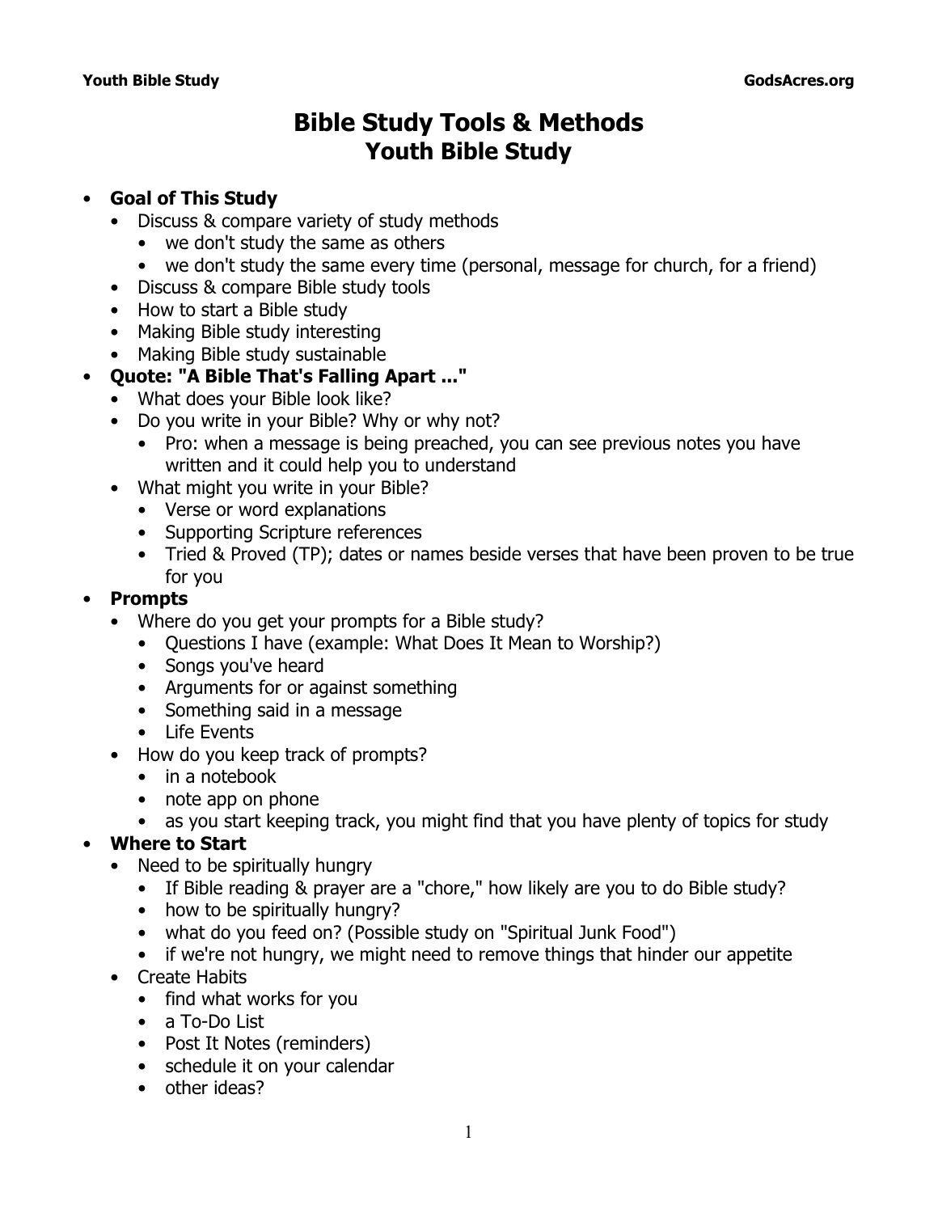# Bible Study Tools & Methods
## Youth Bible Study

- **Goal of This Study**
  - Discuss & compare variety of study methods
    - we don't study the same as others
    - we don't study the same every time (personal, message for church, for a friend)
  - Discuss & compare Bible study tools
  - How to start a Bible study
  - Making Bible study interesting
  - Making Bible study sustainable
- **Quote: "A Bible That's Falling Apart ..."**
  - What does your Bible look like?
  - Do you write in your Bible? Why or why not?
    - Pro: when a message is being preached, you can see previous notes you have written and it could help you to understand
  - What might you write in your Bible?
    - Verse or word explanations
    - Supporting Scripture references
    - Tried & Proved (TP); dates or names beside verses that have been proven to be true for you
- **Prompts**
  - Where do you get your prompts for a Bible study?
    - Questions I have (example: What Does It Mean to Worship?)
    - Songs you've heard
    - Arguments for or against something
    - Something said in a message
    - Life Events
  - How do you keep track of prompts?
    - in a notebook
    - note app on phone
    - as you start keeping track, you might find that you have plenty of topics for study
- **Where to Start**
  - Need to be spiritually hungry
    - If Bible reading & prayer are a "chore," how likely are you to do Bible study?
    - how to be spiritually hungry?
    - what do you feed on? (Possible study on "Spiritual Junk Food")
    - if we're not hungry, we might need to remove things that hinder our appetite
  - Create Habits
    - find what works for you
    - a To-Do List
    - Post It Notes (reminders)
    - schedule it on your calendar
    - other ideas?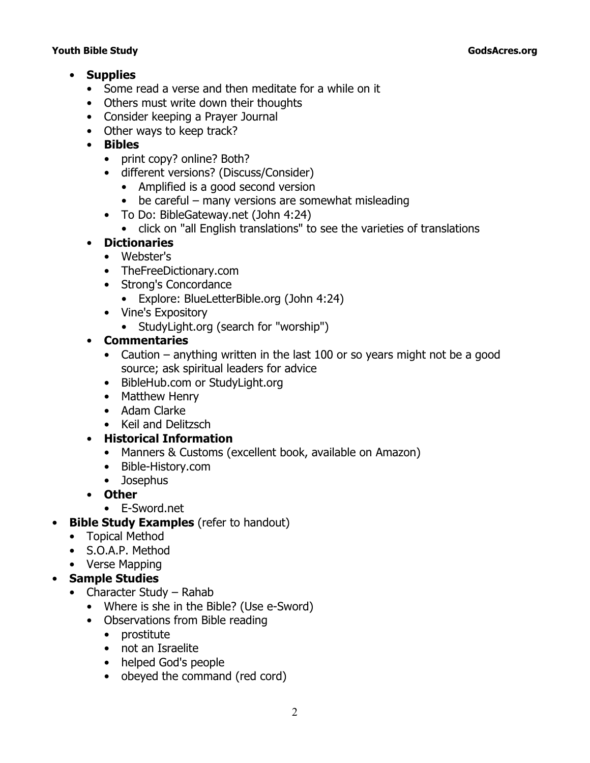- **Supplies**
  - Some read a verse and then meditate for a while on it
  - Others must write down their thoughts
  - Consider keeping a Prayer Journal
  - Other ways to keep track?
  - **Bibles**
    - print copy? online? Both?
    - different versions? (Discuss/Consider)
      - Amplified is a good second version
      - be careful – many versions are somewhat misleading
    - To Do: BibleGateway.net (John 4:24)
      - click on "all English translations" to see the varieties of translations
  - **Dictionaries**
    - Webster's
    - TheFreeDictionary.com
    - Strong's Concordance
      - Explore: BlueLetterBible.org (John 4:24)
    - Vine's Expository
      - StudyLight.org (search for "worship")
  - **Commentaries**
    - Caution – anything written in the last 100 or so years might not be a good source; ask spiritual leaders for advice
    - BibleHub.com or StudyLight.org
    - Matthew Henry
    - Adam Clarke
    - Keil and Delitzsch
  - **Historical Information**
    - Manners & Customs (excellent book, available on Amazon)
    - Bible-History.com
    - Josephus
  - **Other**
    - E-Sword.net
- **Bible Study Examples** (refer to handout)
  - Topical Method
  - S.O.A.P. Method
  - Verse Mapping
- **Sample Studies**
  - Character Study – Rahab
    - Where is she in the Bible? (Use e-Sword)
    - Observations from Bible reading
      - prostitute
      - not an Israelite
      - helped God's people
      - obeyed the command (red cord)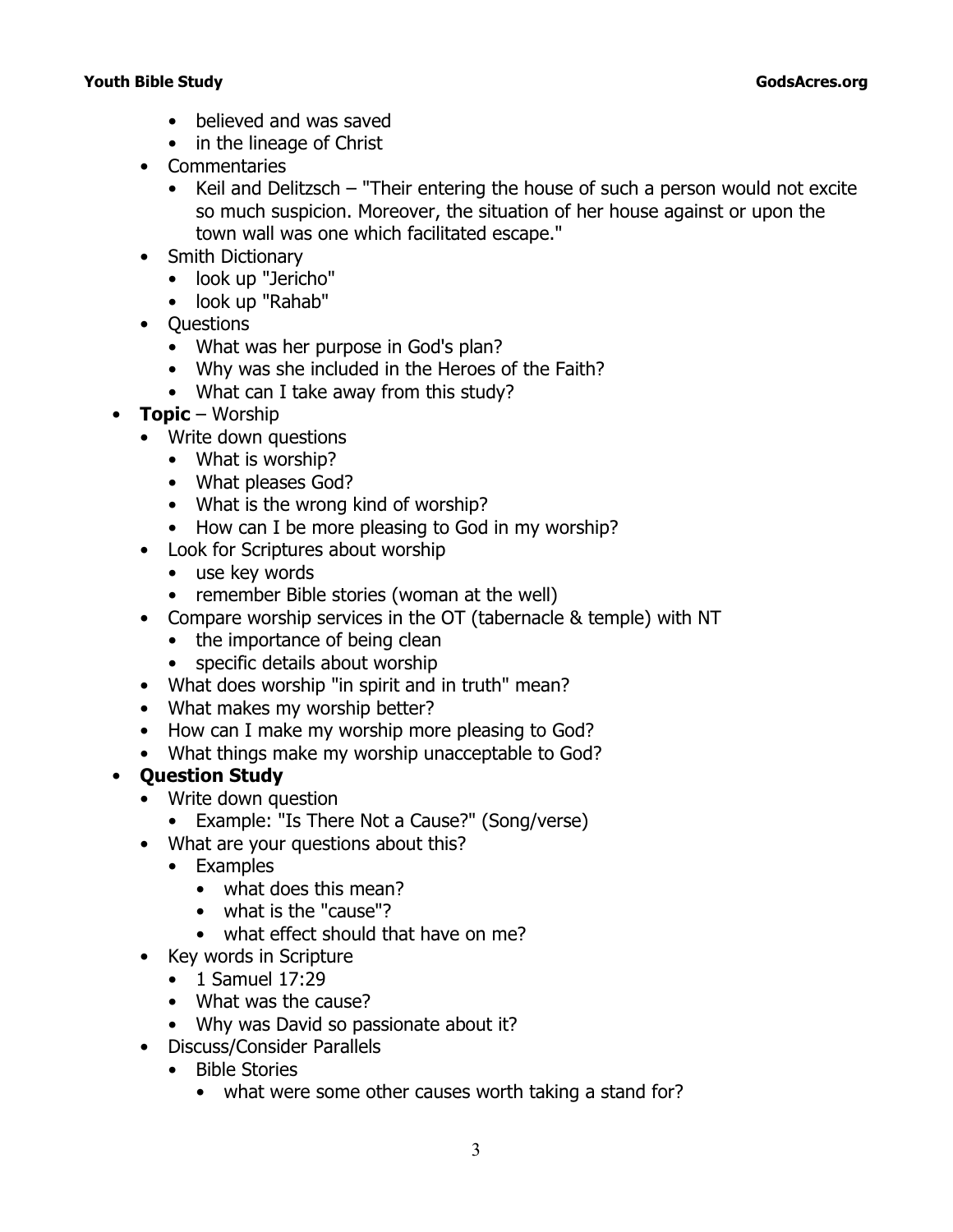- believed and was saved
    - in the lineage of Christ
  - Commentaries
    - Keil and Delitzsch – "Their entering the house of such a person would not excite so much suspicion. Moreover, the situation of her house against or upon the town wall was one which facilitated escape."
  - Smith Dictionary
    - look up "Jericho"
    - look up "Rahab"
  - Questions
    - What was her purpose in God's plan?
    - Why was she included in the Heroes of the Faith?
    - What can I take away from this study?
- **Topic** – Worship
  - Write down questions
    - What is worship?
    - What pleases God?
    - What is the wrong kind of worship?
    - How can I be more pleasing to God in my worship?
  - Look for Scriptures about worship
    - use key words
    - remember Bible stories (woman at the well)
  - Compare worship services in the OT (tabernacle & temple) with NT
    - the importance of being clean
    - specific details about worship
  - What does worship "in spirit and in truth" mean?
  - What makes my worship better?
  - How can I make my worship more pleasing to God?
  - What things make my worship unacceptable to God?
- **Question Study**
  - Write down question
    - Example: "Is There Not a Cause?" (Song/verse)
  - What are your questions about this?
    - Examples
      - what does this mean?
      - what is the "cause"?
      - what effect should that have on me?
  - Key words in Scripture
    - 1 Samuel 17:29
    - What was the cause?
    - Why was David so passionate about it?
  - Discuss/Consider Parallels
    - Bible Stories
      - what were some other causes worth taking a stand for?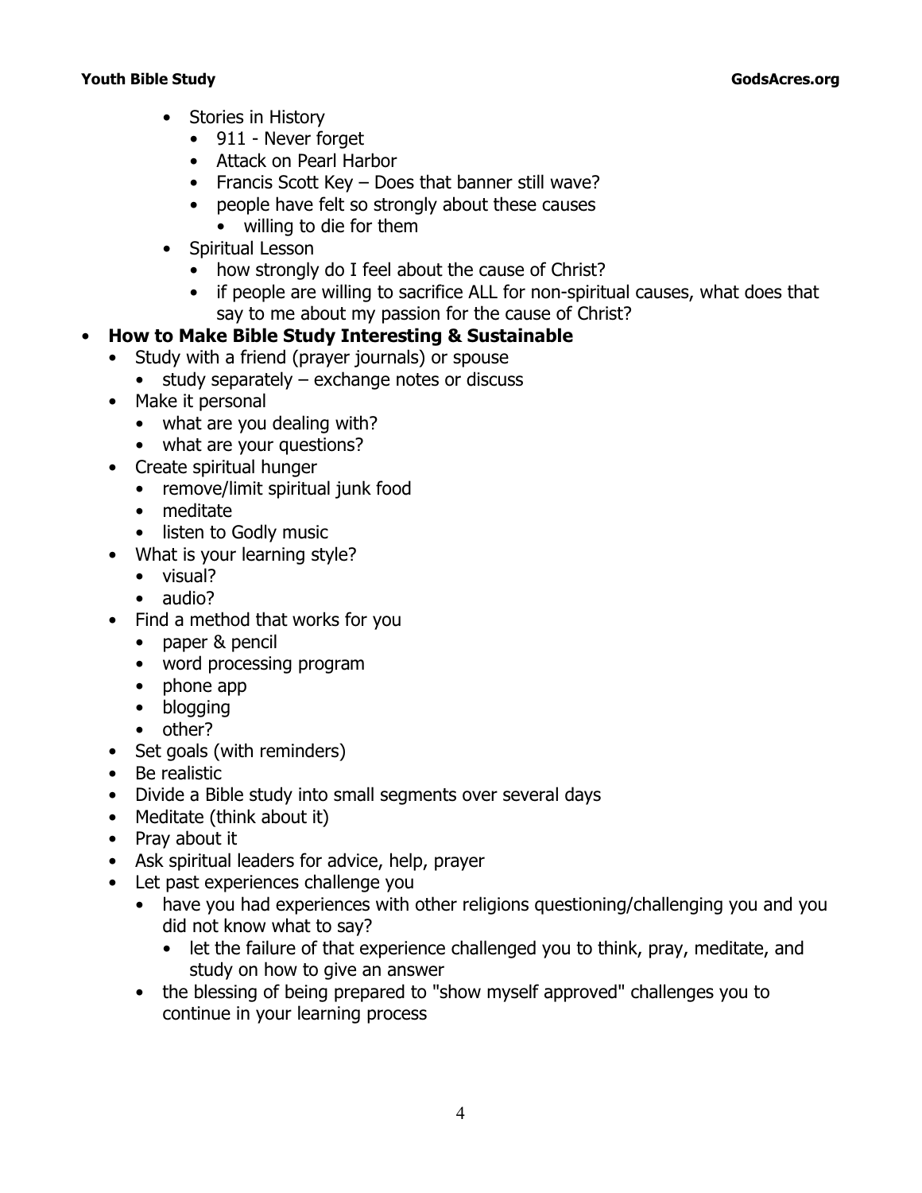- Stories in History
  - 911 - Never forget
  - Attack on Pearl Harbor
  - Francis Scott Key – Does that banner still wave?
  - people have felt so strongly about these causes
    - willing to die for them
- Spiritual Lesson
  - how strongly do I feel about the cause of Christ?
  - if people are willing to sacrifice ALL for non-spiritual causes, what does that say to me about my passion for the cause of Christ?

- **How to Make Bible Study Interesting & Sustainable**
  - Study with a friend (prayer journals) or spouse
    - study separately – exchange notes or discuss
  - Make it personal
    - what are you dealing with?
    - what are your questions?
  - Create spiritual hunger
    - remove/limit spiritual junk food
    - meditate
    - listen to Godly music
  - What is your learning style?
    - visual?
    - audio?
  - Find a method that works for you
    - paper & pencil
    - word processing program
    - phone app
    - blogging
    - other?
  - Set goals (with reminders)
  - Be realistic
  - Divide a Bible study into small segments over several days
  - Meditate (think about it)
  - Pray about it
  - Ask spiritual leaders for advice, help, prayer
  - Let past experiences challenge you
    - have you had experiences with other religions questioning/challenging you and you did not know what to say?
      - let the failure of that experience challenged you to think, pray, meditate, and study on how to give an answer
    - the blessing of being prepared to "show myself approved" challenges you to continue in your learning process